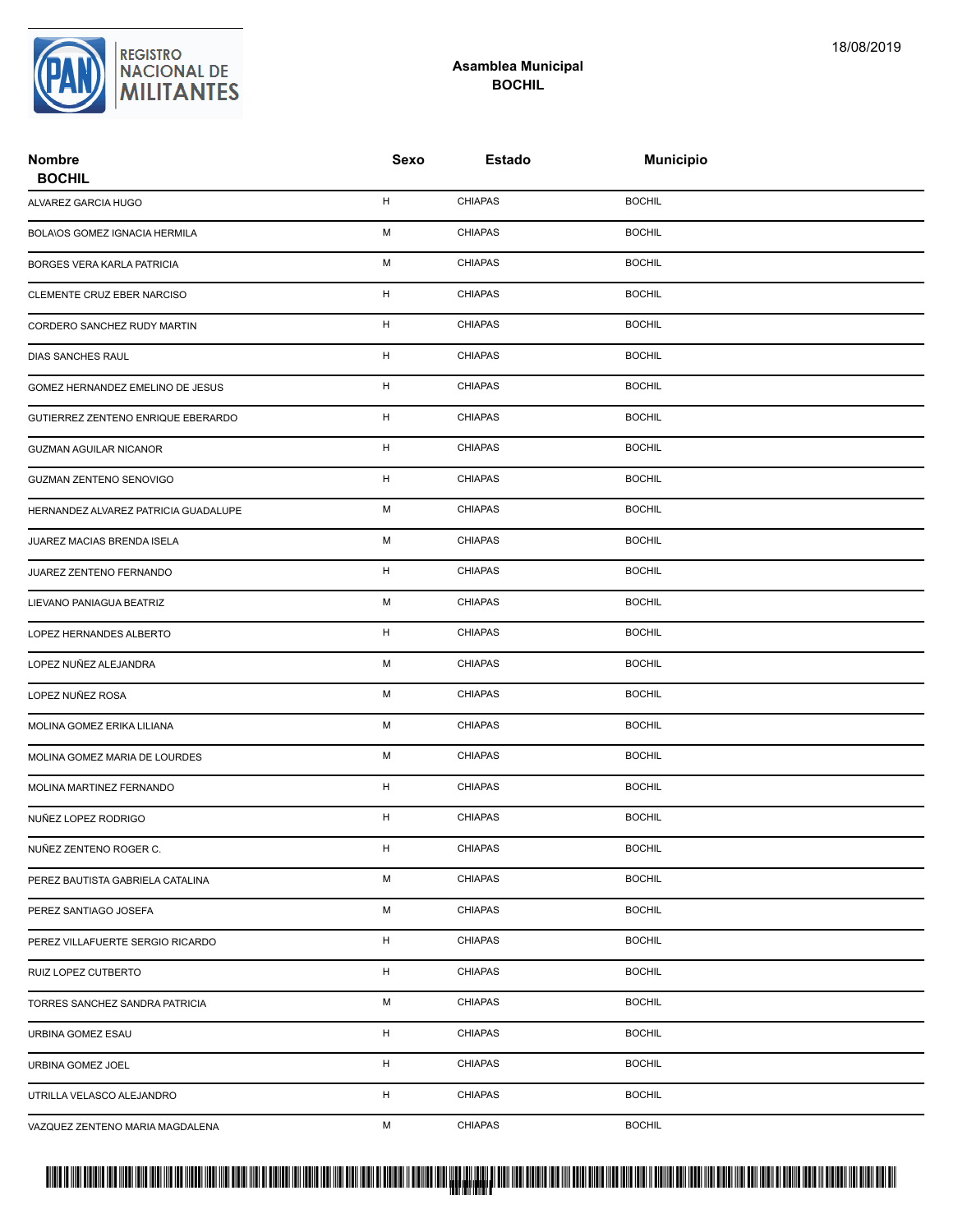REGISTRO NACIONAL DE MILITANTES

18/08/2019

## Asamblea Municipal
## BOCHIL

| Nombre | Sexo | Estado | Municipio |
|---|---|---|---|
| **BOCHIL** | | | |
| ALVAREZ GARCIA HUGO | H | CHIAPAS | BOCHIL |
| BOLA\OS GOMEZ IGNACIA HERMILA | M | CHIAPAS | BOCHIL |
| BORGES VERA KARLA PATRICIA | M | CHIAPAS | BOCHIL |
| CLEMENTE CRUZ EBER NARCISO | H | CHIAPAS | BOCHIL |
| CORDERO SANCHEZ RUDY MARTIN | H | CHIAPAS | BOCHIL |
| DIAS SANCHES RAUL | H | CHIAPAS | BOCHIL |
| GOMEZ HERNANDEZ EMELINO DE JESUS | H | CHIAPAS | BOCHIL |
| GUTIERREZ ZENTENO ENRIQUE EBERARDO | H | CHIAPAS | BOCHIL |
| GUZMAN AGUILAR NICANOR | H | CHIAPAS | BOCHIL |
| GUZMAN ZENTENO SENOVIGO | H | CHIAPAS | BOCHIL |
| HERNANDEZ ALVAREZ PATRICIA GUADALUPE | M | CHIAPAS | BOCHIL |
| JUAREZ MACIAS BRENDA ISELA | M | CHIAPAS | BOCHIL |
| JUAREZ ZENTENO FERNANDO | H | CHIAPAS | BOCHIL |
| LIEVANO PANIAGUA BEATRIZ | M | CHIAPAS | BOCHIL |
| LOPEZ HERNANDES ALBERTO | H | CHIAPAS | BOCHIL |
| LOPEZ NUÑEZ ALEJANDRA | M | CHIAPAS | BOCHIL |
| LOPEZ NUÑEZ ROSA | M | CHIAPAS | BOCHIL |
| MOLINA GOMEZ ERIKA LILIANA | M | CHIAPAS | BOCHIL |
| MOLINA GOMEZ MARIA DE LOURDES | M | CHIAPAS | BOCHIL |
| MOLINA MARTINEZ FERNANDO | H | CHIAPAS | BOCHIL |
| NUÑEZ LOPEZ RODRIGO | H | CHIAPAS | BOCHIL |
| NUÑEZ ZENTENO ROGER C. | H | CHIAPAS | BOCHIL |
| PEREZ BAUTISTA GABRIELA CATALINA | M | CHIAPAS | BOCHIL |
| PEREZ SANTIAGO JOSEFA | M | CHIAPAS | BOCHIL |
| PEREZ VILLAFUERTE SERGIO RICARDO | H | CHIAPAS | BOCHIL |
| RUIZ LOPEZ CUTBERTO | H | CHIAPAS | BOCHIL |
| TORRES SANCHEZ SANDRA PATRICIA | M | CHIAPAS | BOCHIL |
| URBINA GOMEZ ESAU | H | CHIAPAS | BOCHIL |
| URBINA GOMEZ JOEL | H | CHIAPAS | BOCHIL |
| UTRILLA VELASCO ALEJANDRO | H | CHIAPAS | BOCHIL |
| VAZQUEZ ZENTENO MARIA MAGDALENA | M | CHIAPAS | BOCHIL |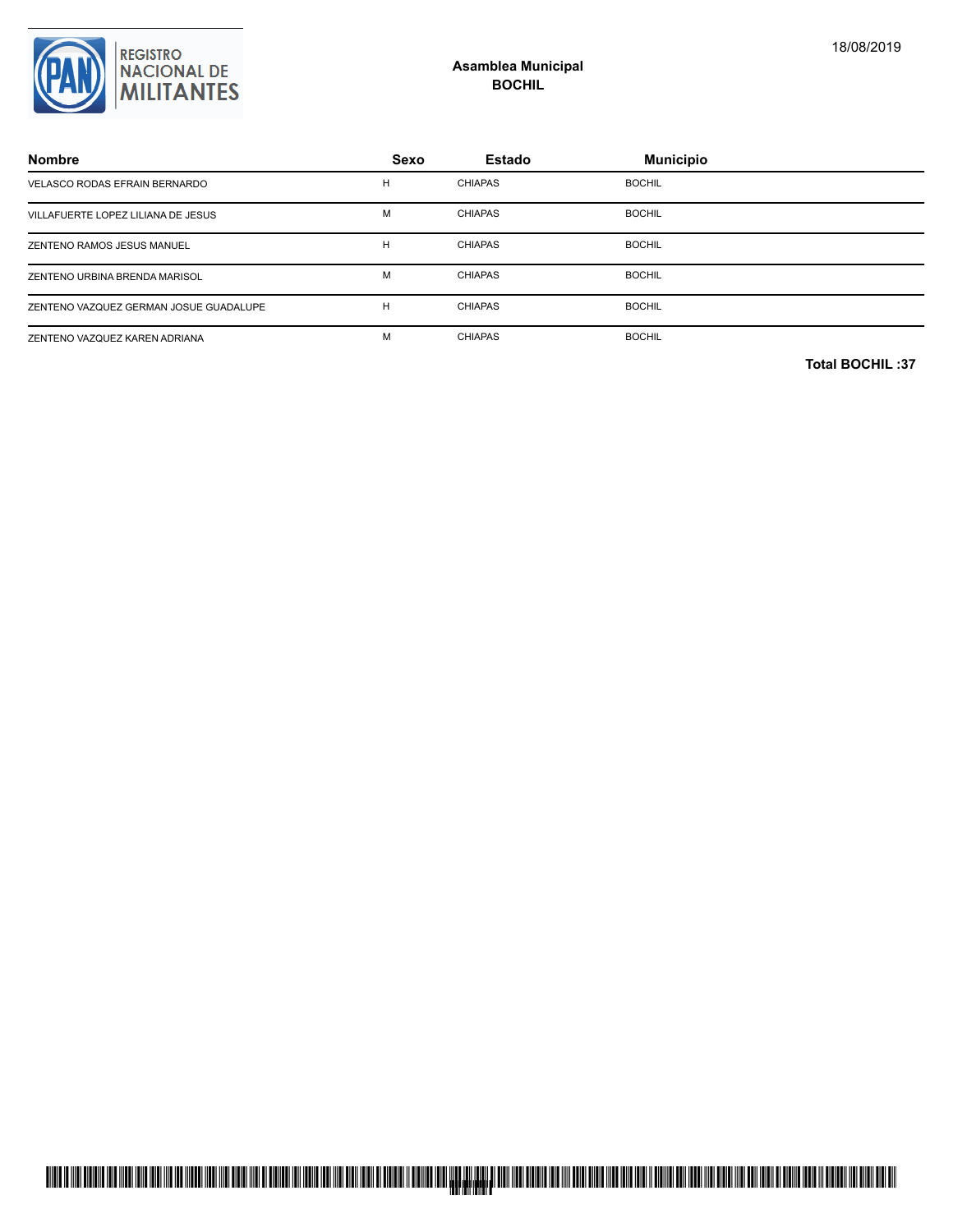| Nombre | Sexo | Estado | Municipio |
|---|---|---|---|
| VELASCO RODAS EFRAIN BERNARDO | H | CHIAPAS | BOCHIL |
| VILLAFUERTE LOPEZ LILIANA DE JESUS | M | CHIAPAS | BOCHIL |
| ZENTENO RAMOS JESUS MANUEL | H | CHIAPAS | BOCHIL |
| ZENTENO URBINA BRENDA MARISOL | M | CHIAPAS | BOCHIL |
| ZENTENO VAZQUEZ GERMAN JOSUE GUADALUPE | H | CHIAPAS | BOCHIL |
| ZENTENO VAZQUEZ KAREN ADRIANA | M | CHIAPAS | BOCHIL |

**Total BOCHIL :37**